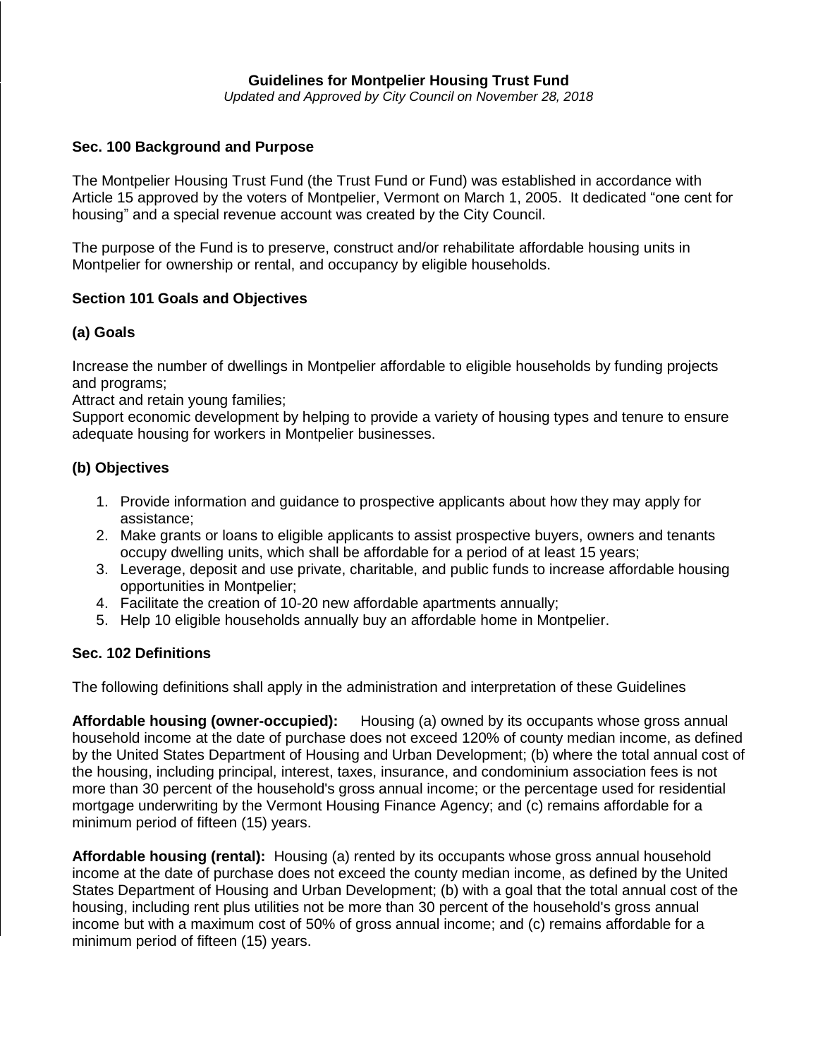# Guidelines for Montpelier Housing Trust Fund

*Updated and Approved by City Council on November 28, 2018*

## Sec. 100 Background and Purpose

The Montpelier Housing Trust Fund (the Trust Fund or Fund) was established in accordance with Article 15 approved by the voters of Montpelier, Vermont on March 1, 2005. It dedicated "one cent for housing" and a special revenue account was created by the City Council.

The purpose of the Fund is to preserve, construct and/or rehabilitate affordable housing units in Montpelier for ownership or rental, and occupancy by eligible households.

## Section 101 Goals and Objectives

### (a) Goals

Increase the number of dwellings in Montpelier affordable to eligible households by funding projects and programs;
Attract and retain young families;
Support economic development by helping to provide a variety of housing types and tenure to ensure adequate housing for workers in Montpelier businesses.

### (b) Objectives

1. Provide information and guidance to prospective applicants about how they may apply for assistance;
2. Make grants or loans to eligible applicants to assist prospective buyers, owners and tenants occupy dwelling units, which shall be affordable for a period of at least 15 years;
3. Leverage, deposit and use private, charitable, and public funds to increase affordable housing opportunities in Montpelier;
4. Facilitate the creation of 10-20 new affordable apartments annually;
5. Help 10 eligible households annually buy an affordable home in Montpelier.

## Sec. 102 Definitions

The following definitions shall apply in the administration and interpretation of these Guidelines

**Affordable housing (owner-occupied):** Housing (a) owned by its occupants whose gross annual household income at the date of purchase does not exceed 120% of county median income, as defined by the United States Department of Housing and Urban Development; (b) where the total annual cost of the housing, including principal, interest, taxes, insurance, and condominium association fees is not more than 30 percent of the household's gross annual income; or the percentage used for residential mortgage underwriting by the Vermont Housing Finance Agency; and (c) remains affordable for a minimum period of fifteen (15) years.

**Affordable housing (rental):** Housing (a) rented by its occupants whose gross annual household income at the date of purchase does not exceed the county median income, as defined by the United States Department of Housing and Urban Development; (b) with a goal that the total annual cost of the housing, including rent plus utilities not be more than 30 percent of the household's gross annual income but with a maximum cost of 50% of gross annual income; and (c) remains affordable for a minimum period of fifteen (15) years.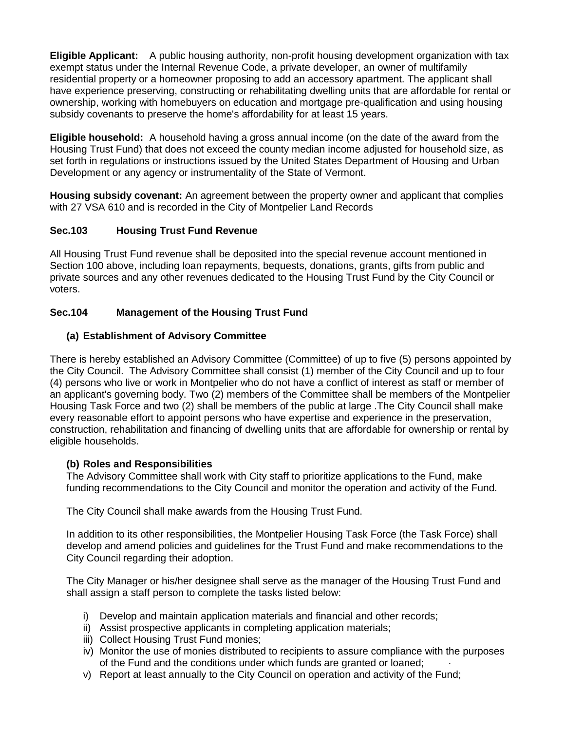**Eligible Applicant:** A public housing authority, non-profit housing development organization with tax exempt status under the Internal Revenue Code, a private developer, an owner of multifamily residential property or a homeowner proposing to add an accessory apartment. The applicant shall have experience preserving, constructing or rehabilitating dwelling units that are affordable for rental or ownership, working with homebuyers on education and mortgage pre-qualification and using housing subsidy covenants to preserve the home's affordability for at least 15 years.

**Eligible household:** A household having a gross annual income (on the date of the award from the Housing Trust Fund) that does not exceed the county median income adjusted for household size, as set forth in regulations or instructions issued by the United States Department of Housing and Urban Development or any agency or instrumentality of the State of Vermont.

**Housing subsidy covenant:** An agreement between the property owner and applicant that complies with 27 VSA 610 and is recorded in the City of Montpelier Land Records

## Sec.103 Housing Trust Fund Revenue

All Housing Trust Fund revenue shall be deposited into the special revenue account mentioned in Section 100 above, including loan repayments, bequests, donations, grants, gifts from public and private sources and any other revenues dedicated to the Housing Trust Fund by the City Council or voters.

## Sec.104 Management of the Housing Trust Fund

### (a) Establishment of Advisory Committee

There is hereby established an Advisory Committee (Committee) of up to five (5) persons appointed by the City Council. The Advisory Committee shall consist (1) member of the City Council and up to four (4) persons who live or work in Montpelier who do not have a conflict of interest as staff or member of an applicant's governing body. Two (2) members of the Committee shall be members of the Montpelier Housing Task Force and two (2) shall be members of the public at large .The City Council shall make every reasonable effort to appoint persons who have expertise and experience in the preservation, construction, rehabilitation and financing of dwelling units that are affordable for ownership or rental by eligible households.

### (b) Roles and Responsibilities

The Advisory Committee shall work with City staff to prioritize applications to the Fund, make funding recommendations to the City Council and monitor the operation and activity of the Fund.

The City Council shall make awards from the Housing Trust Fund.

In addition to its other responsibilities, the Montpelier Housing Task Force (the Task Force) shall develop and amend policies and guidelines for the Trust Fund and make recommendations to the City Council regarding their adoption.

The City Manager or his/her designee shall serve as the manager of the Housing Trust Fund and shall assign a staff person to complete the tasks listed below:

i) Develop and maintain application materials and financial and other records;
ii) Assist prospective applicants in completing application materials;
iii) Collect Housing Trust Fund monies;
iv) Monitor the use of monies distributed to recipients to assure compliance with the purposes of the Fund and the conditions under which funds are granted or loaned;
v) Report at least annually to the City Council on operation and activity of the Fund;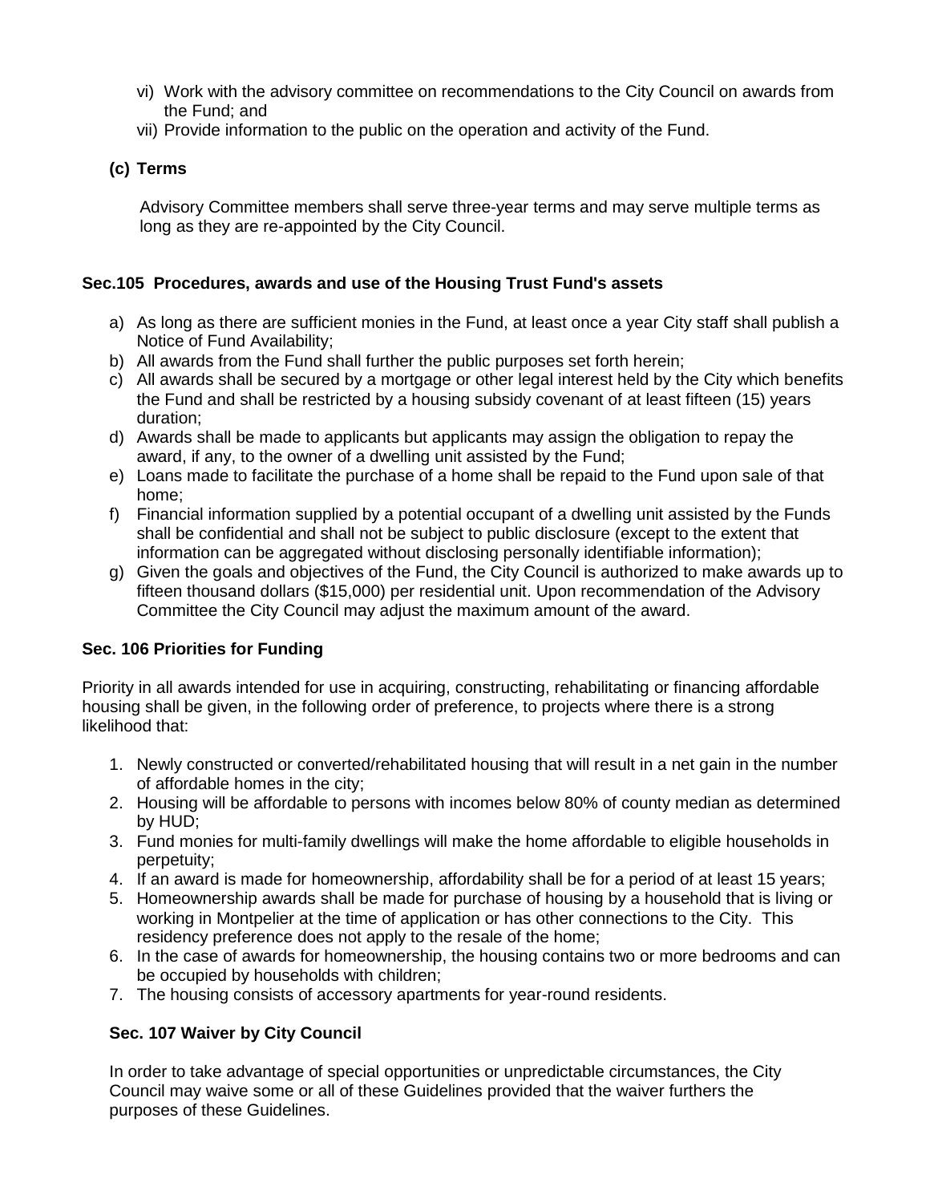vi) Work with the advisory committee on recommendations to the City Council on awards from the Fund; and
vii) Provide information to the public on the operation and activity of the Fund.

**(c) Terms**

Advisory Committee members shall serve three-year terms and may serve multiple terms as long as they are re-appointed by the City Council.

### Sec.105 Procedures, awards and use of the Housing Trust Fund's assets

a) As long as there are sufficient monies in the Fund, at least once a year City staff shall publish a Notice of Fund Availability;
b) All awards from the Fund shall further the public purposes set forth herein;
c) All awards shall be secured by a mortgage or other legal interest held by the City which benefits the Fund and shall be restricted by a housing subsidy covenant of at least fifteen (15) years duration;
d) Awards shall be made to applicants but applicants may assign the obligation to repay the award, if any, to the owner of a dwelling unit assisted by the Fund;
e) Loans made to facilitate the purchase of a home shall be repaid to the Fund upon sale of that home;
f) Financial information supplied by a potential occupant of a dwelling unit assisted by the Funds shall be confidential and shall not be subject to public disclosure (except to the extent that information can be aggregated without disclosing personally identifiable information);
g) Given the goals and objectives of the Fund, the City Council is authorized to make awards up to fifteen thousand dollars ($15,000) per residential unit. Upon recommendation of the Advisory Committee the City Council may adjust the maximum amount of the award.

### Sec. 106 Priorities for Funding

Priority in all awards intended for use in acquiring, constructing, rehabilitating or financing affordable housing shall be given, in the following order of preference, to projects where there is a strong likelihood that:

1. Newly constructed or converted/rehabilitated housing that will result in a net gain in the number of affordable homes in the city;
2. Housing will be affordable to persons with incomes below 80% of county median as determined by HUD;
3. Fund monies for multi-family dwellings will make the home affordable to eligible households in perpetuity;
4. If an award is made for homeownership, affordability shall be for a period of at least 15 years;
5. Homeownership awards shall be made for purchase of housing by a household that is living or working in Montpelier at the time of application or has other connections to the City. This residency preference does not apply to the resale of the home;
6. In the case of awards for homeownership, the housing contains two or more bedrooms and can be occupied by households with children;
7. The housing consists of accessory apartments for year-round residents.

### Sec. 107 Waiver by City Council

In order to take advantage of special opportunities or unpredictable circumstances, the City Council may waive some or all of these Guidelines provided that the waiver furthers the purposes of these Guidelines.